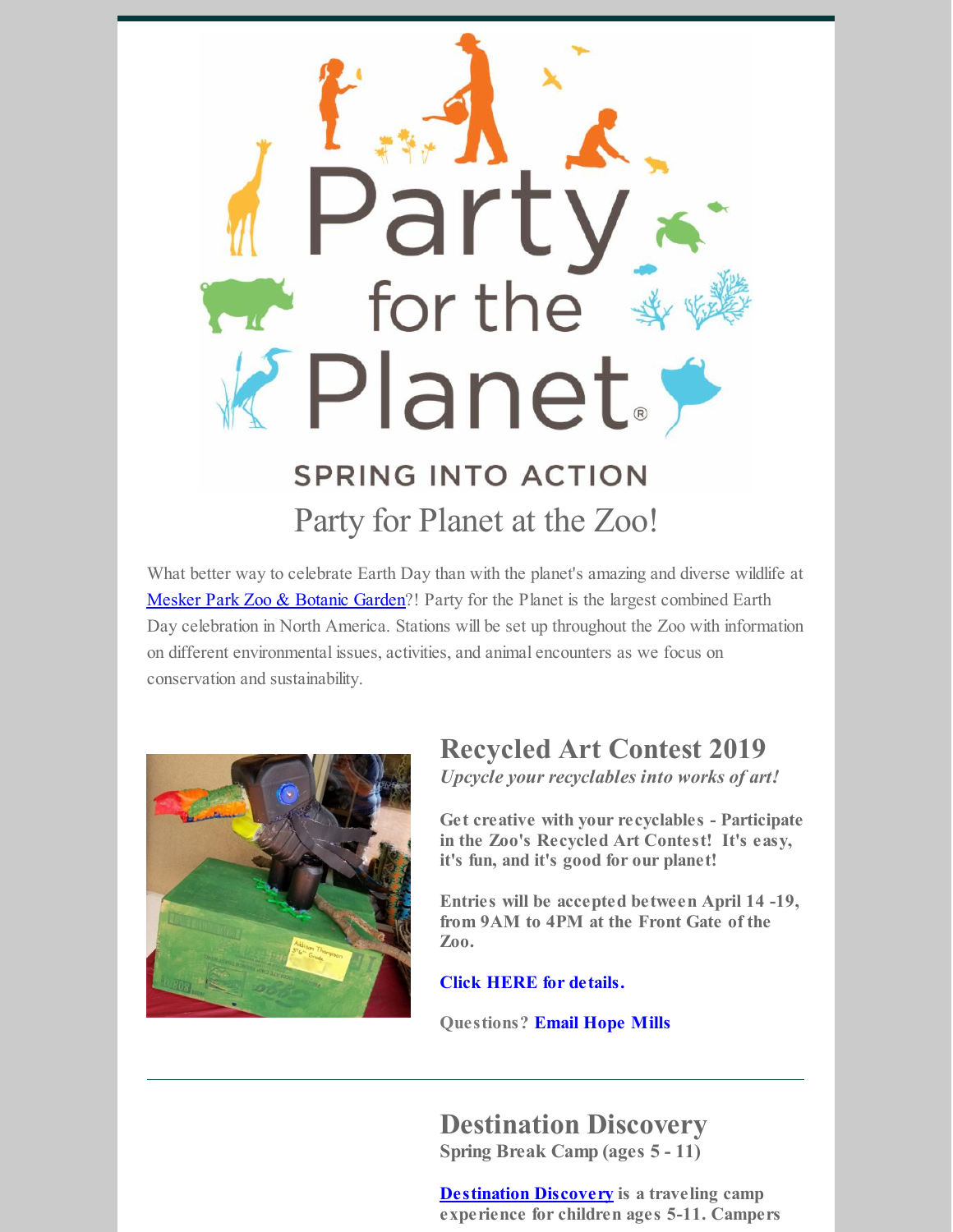# Party for the Planet

SPRING INTO ACTION

## Party for Planet at the Zoo!

What better way to celebrate Earth Day than with the planet's amazing and diverse wildlife at Mesker Park Zoo & Botanic Garden?! Party for the Planet is the largest combined Earth Day celebration in North America. Stations will be set up throughout the Zoo with information on different environmental issues, activities, and animal encounters as we focus on conservation and sustainability.

## Recycled Art Contest 2019

*Upcycle your recyclables into works of art!*

**Get creative with your recyclables - Participate in the Zoo's Recycled Art Contest! It's easy, it's fun, and it's good for our planet!**

**Entries will be accepted between April 14 -19, from 9AM to 4PM at the Front Gate of the Zoo.**

**Click HERE for details.**

**Questions? Email Hope Mills**

---

## Destination Discovery

**Spring Break Camp (ages 5 - 11)**

**Destination Discovery is a traveling camp experience for children ages 5-11. Campers**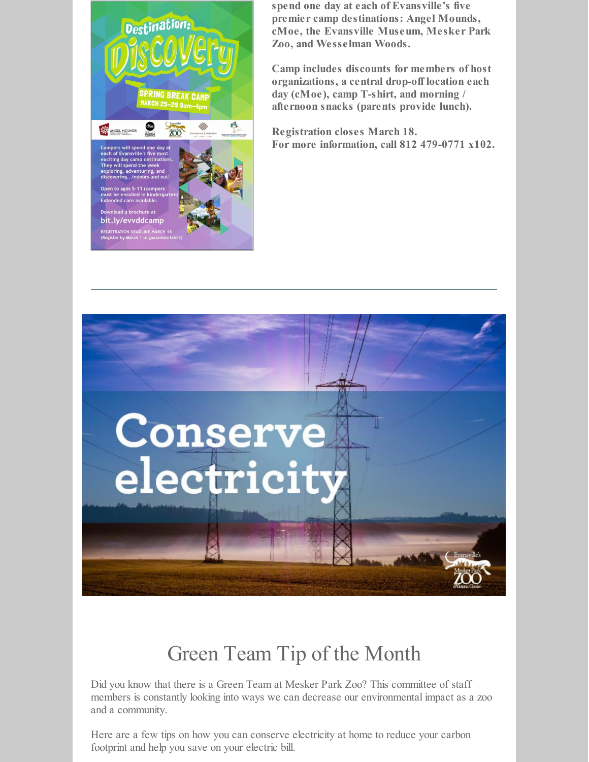spend one day at each of Evansville's five premier camp destinations: Angel Mounds, cMoe, the Evansville Museum, Mesker Park Zoo, and Wesselman Woods.

Camp includes discounts for members of host organizations, a central drop-off location each day (cMoe), camp T-shirt, and morning / afternoon snacks (parents provide lunch).

Registration closes March 18.
For more information, call 812 479-0771 x102.

---

# Green Team Tip of the Month

Did you know that there is a Green Team at Mesker Park Zoo? This committee of staff members is constantly looking into ways we can decrease our environmental impact as a zoo and a community.

Here are a few tips on how you can conserve electricity at home to reduce your carbon footprint and help you save on your electric bill.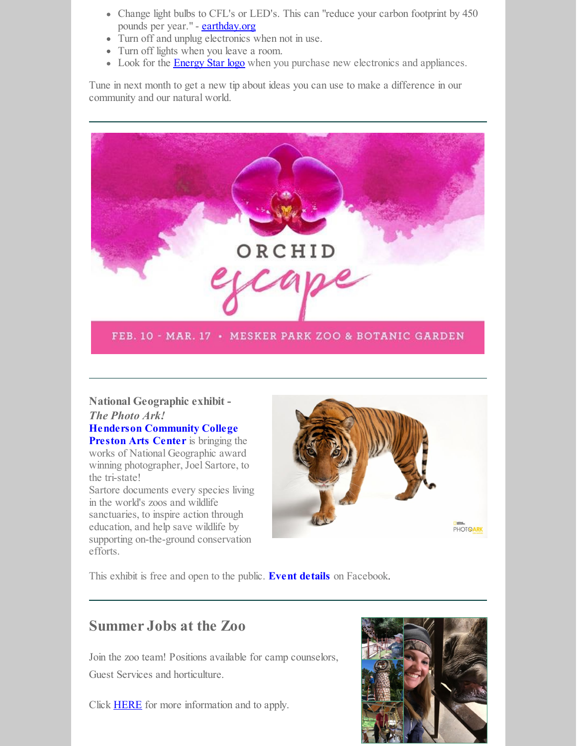- Change light bulbs to CFL's or LED's. This can "reduce your carbon footprint by 450 pounds per year." - earthday.org
- Turn off and unplug electronics when not in use.
- Turn off lights when you leave a room.
- Look for the Energy Star logo when you purchase new electronics and appliances.

Tune in next month to get a new tip about ideas you can use to make a difference in our community and our natural world.

---

ORCHID escape

FEB. 10 - MAR. 17 • MESKER PARK ZOO & BOTANIC GARDEN

---

**National Geographic exhibit - *The Photo Ark!***

**Henderson Community College Preston Arts Center** is bringing the works of National Geographic award winning photographer, Joel Sartore, to the tri-state!

Sartore documents every species living in the world's zoos and wildlife sanctuaries, to inspire action through education, and help save wildlife by supporting on-the-ground conservation efforts.

This exhibit is free and open to the public. **Event details** on Facebook.

---

## Summer Jobs at the Zoo

Join the zoo team! Positions available for camp counselors, Guest Services and horticulture.

Click HERE for more information and to apply.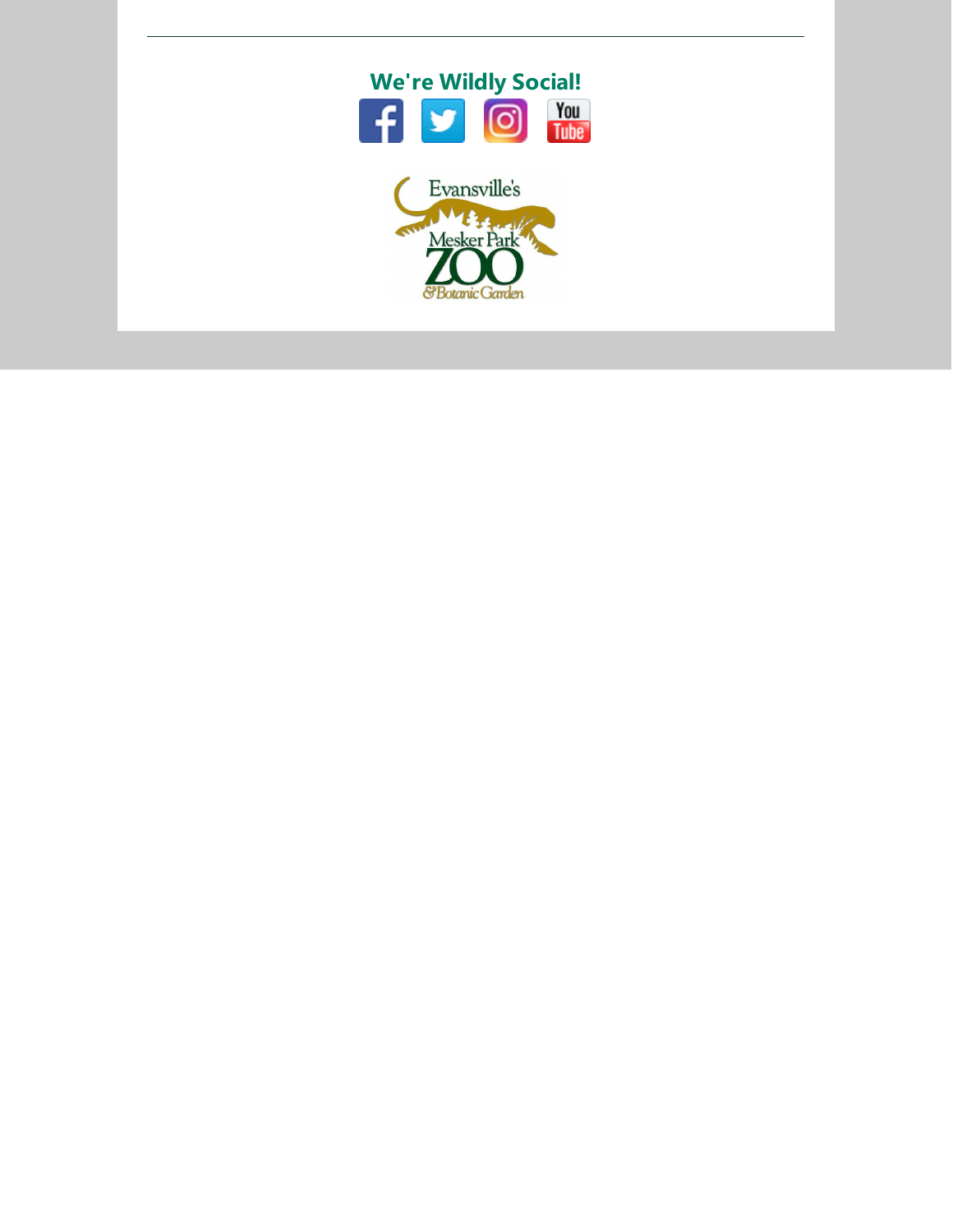## We're Wildly Social!